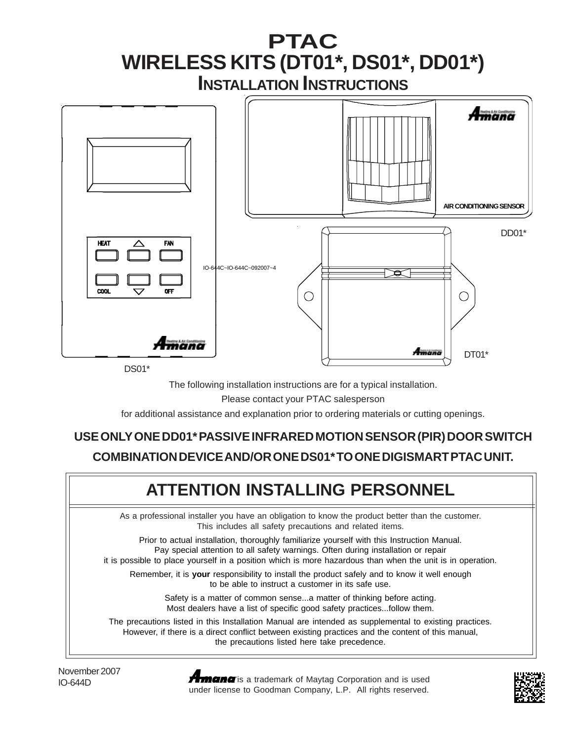# PTAC

# WIRELESS KITS (DT01*, DS01*, DD01*)

## INSTALLATION INSTRUCTIONS

HEAT FAN COOL OFF

AIR CONDITIONING SENSOR

DD01*

IO-644C~IO-644C~092007~4

DT01*

DS01*

The following installation instructions are for a typical installation.
Please contact your PTAC salesperson
for additional assistance and explanation prior to ordering materials or cutting openings.

**USE ONLY ONE DD01* PASSIVE INFRARED MOTION SENSOR (PIR) DOOR SWITCH COMBINATION DEVICE AND/OR ONE DS01* TO ONE DIGISMART PTAC UNIT.**

## ATTENTION INSTALLING PERSONNEL

As a professional installer you have an obligation to know the product better than the customer.
This includes all safety precautions and related items.

Prior to actual installation, thoroughly familiarize yourself with this Instruction Manual.
Pay special attention to all safety warnings. Often during installation or repair
it is possible to place yourself in a position which is more hazardous than when the unit is in operation.

Remember, it is **your** responsibility to install the product safely and to know it well enough
to be able to instruct a customer in its safe use.

Safety is a matter of common sense...a matter of thinking before acting.
Most dealers have a list of specific good safety practices...follow them.

The precautions listed in this Installation Manual are intended as supplemental to existing practices.
However, if there is a direct conflict between existing practices and the content of this manual,
the precautions listed here take precedence.

November 2007
IO-644D

Amana is a trademark of Maytag Corporation and is used under license to Goodman Company, L.P. All rights reserved.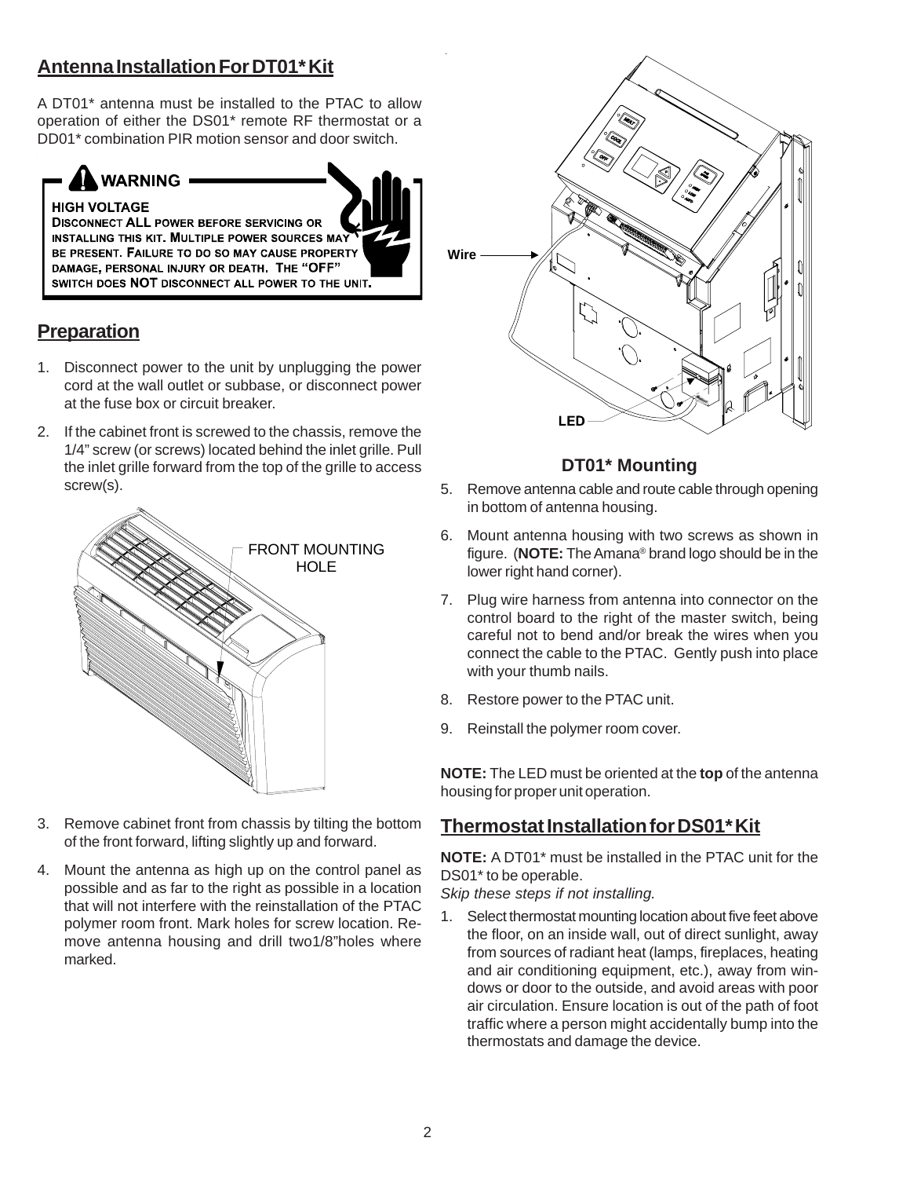## Antenna Installation For DT01* Kit

A DT01* antenna must be installed to the PTAC to allow operation of either the DS01* remote RF thermostat or a DD01* combination PIR motion sensor and door switch.

**WARNING**

**HIGH VOLTAGE**

**DISCONNECT ALL POWER BEFORE SERVICING OR INSTALLING THIS KIT. MULTIPLE POWER SOURCES MAY BE PRESENT. FAILURE TO DO SO MAY CAUSE PROPERTY DAMAGE, PERSONAL INJURY OR DEATH. THE "OFF" SWITCH DOES NOT DISCONNECT ALL POWER TO THE UNIT.**

## Preparation

1. Disconnect power to the unit by unplugging the power cord at the wall outlet or subbase, or disconnect power at the fuse box or circuit breaker.
2. If the cabinet front is screwed to the chassis, remove the 1/4" screw (or screws) located behind the inlet grille. Pull the inlet grille forward from the top of the grille to access screw(s).

FRONT MOUNTING HOLE

3. Remove cabinet front from chassis by tilting the bottom of the front forward, lifting slightly up and forward.
4. Mount the antenna as high up on the control panel as possible and as far to the right as possible in a location that will not interfere with the reinstallation of the PTAC polymer room front. Mark holes for screw location. Remove antenna housing and drill two1/8"holes where marked.

Wire

LED

**DT01* Mounting**

5. Remove antenna cable and route cable through opening in bottom of antenna housing.
6. Mount antenna housing with two screws as shown in figure. (**NOTE:** The Amana® brand logo should be in the lower right hand corner).
7. Plug wire harness from antenna into connector on the control board to the right of the master switch, being careful not to bend and/or break the wires when you connect the cable to the PTAC. Gently push into place with your thumb nails.
8. Restore power to the PTAC unit.
9. Reinstall the polymer room cover.

**NOTE:** The LED must be oriented at the **top** of the antenna housing for proper unit operation.

## Thermostat Installation for DS01* Kit

**NOTE:** A DT01* must be installed in the PTAC unit for the DS01* to be operable.

*Skip these steps if not installing.*

1. Select thermostat mounting location about five feet above the floor, on an inside wall, out of direct sunlight, away from sources of radiant heat (lamps, fireplaces, heating and air conditioning equipment, etc.), away from windows or door to the outside, and avoid areas with poor air circulation. Ensure location is out of the path of foot traffic where a person might accidentally bump into the thermostats and damage the device.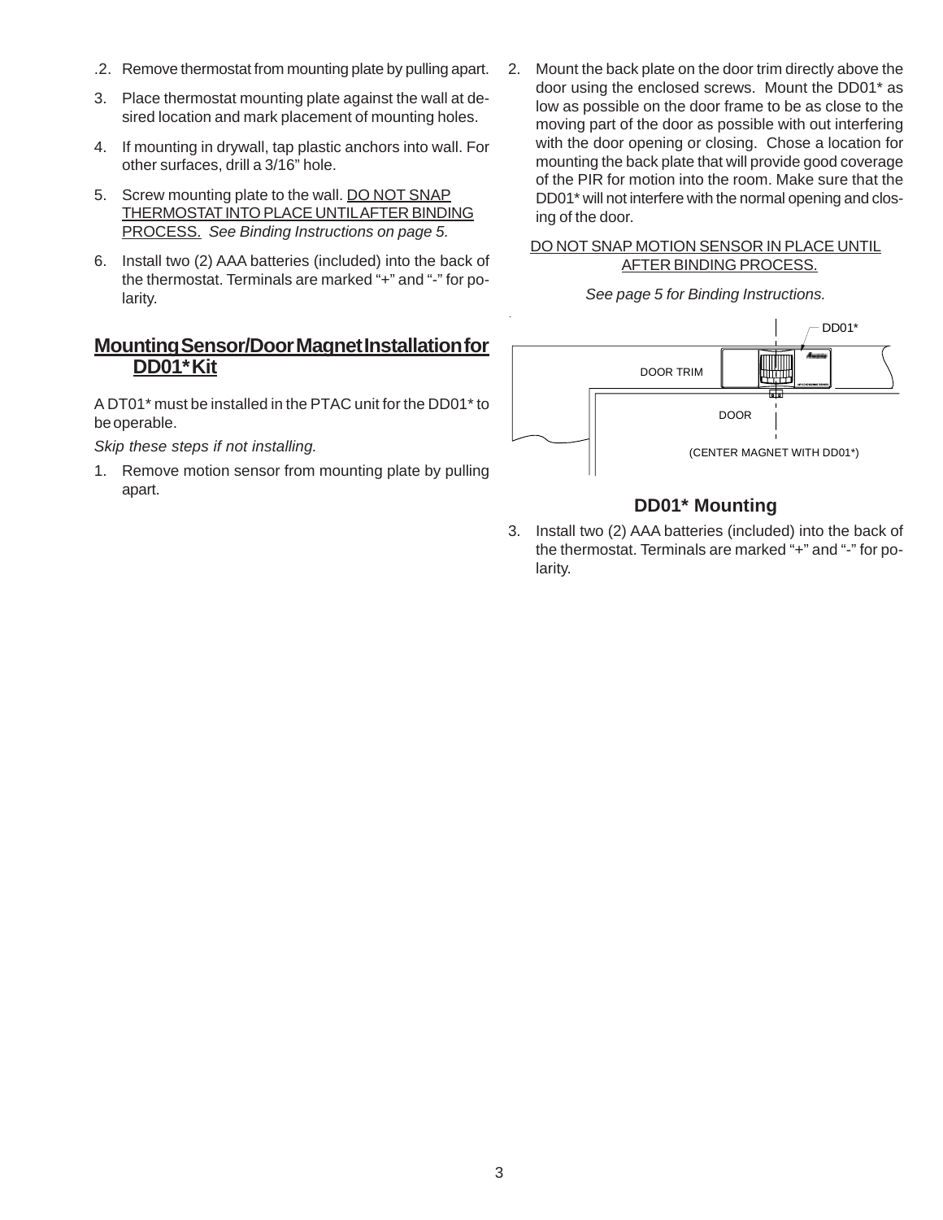.2. Remove thermostat from mounting plate by pulling apart.

3. Place thermostat mounting plate against the wall at desired location and mark placement of mounting holes.

4. If mounting in drywall, tap plastic anchors into wall. For other surfaces, drill a 3/16" hole.

5. Screw mounting plate to the wall. DO NOT SNAP THERMOSTAT INTO PLACE UNTIL AFTER BINDING PROCESS. *See Binding Instructions on page 5.*

6. Install two (2) AAA batteries (included) into the back of the thermostat. Terminals are marked "+" and "-" for polarity.

## Mounting Sensor/Door Magnet Installation for DD01* Kit

A DT01* must be installed in the PTAC unit for the DD01* to be operable.

*Skip these steps if not installing.*

1. Remove motion sensor from mounting plate by pulling apart.

2. Mount the back plate on the door trim directly above the door using the enclosed screws. Mount the DD01* as low as possible on the door frame to be as close to the moving part of the door as possible with out interfering with the door opening or closing. Chose a location for mounting the back plate that will provide good coverage of the PIR for motion into the room. Make sure that the DD01* will not interfere with the normal opening and closing of the door.

DO NOT SNAP MOTION SENSOR IN PLACE UNTIL AFTER BINDING PROCESS.

*See page 5 for Binding Instructions.*

DD01*

DOOR TRIM

DOOR

(CENTER MAGNET WITH DD01*)

**DD01* Mounting**

3. Install two (2) AAA batteries (included) into the back of the thermostat. Terminals are marked "+" and "-" for polarity.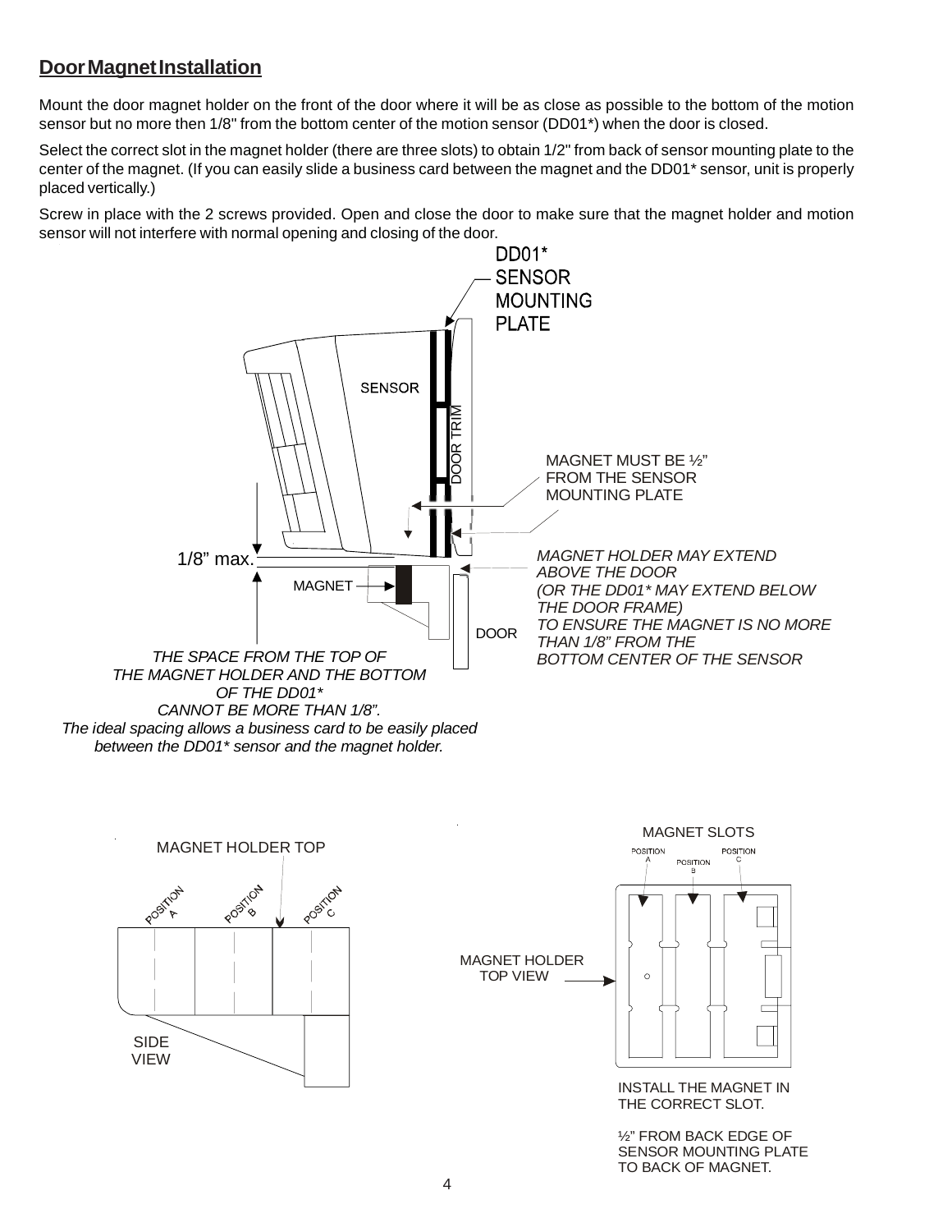## Door Magnet Installation

Mount the door magnet holder on the front of the door where it will be as close as possible to the bottom of the motion sensor but no more then 1/8" from the bottom center of the motion sensor (DD01*) when the door is closed.

Select the correct slot in the magnet holder (there are three slots) to obtain 1/2" from back of sensor mounting plate to the center of the magnet. (If you can easily slide a business card between the magnet and the DD01* sensor, unit is properly placed vertically.)

Screw in place with the 2 screws provided. Open and close the door to make sure that the magnet holder and motion sensor will not interfere with normal opening and closing of the door.

DD01* SENSOR MOUNTING PLATE

SENSOR

DOOR TRIM

MAGNET MUST BE ½" FROM THE SENSOR MOUNTING PLATE

1/8" max.

MAGNET

DOOR

*MAGNET HOLDER MAY EXTEND ABOVE THE DOOR (OR THE DD01* MAY EXTEND BELOW THE DOOR FRAME) TO ENSURE THE MAGNET IS NO MORE THAN 1/8" FROM THE BOTTOM CENTER OF THE SENSOR*

*THE SPACE FROM THE TOP OF THE MAGNET HOLDER AND THE BOTTOM OF THE DD01* CANNOT BE MORE THAN 1/8".*
*The ideal spacing allows a business card to be easily placed between the DD01* sensor and the magnet holder.*

MAGNET HOLDER TOP

POSITION A &nbsp;&nbsp; POSITION B &nbsp;&nbsp; POSITION C

SIDE VIEW

MAGNET SLOTS

POSITION A &nbsp;&nbsp; POSITION B &nbsp;&nbsp; POSITION C

MAGNET HOLDER TOP VIEW

INSTALL THE MAGNET IN THE CORRECT SLOT.

½" FROM BACK EDGE OF SENSOR MOUNTING PLATE TO BACK OF MAGNET.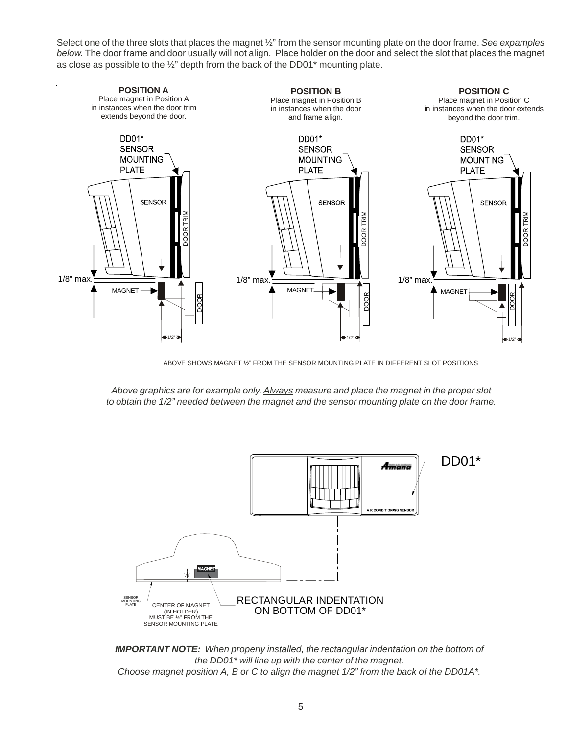Select one of the three slots that places the magnet ½" from the sensor mounting plate on the door frame. *See expamples below.* The door frame and door usually will not align. Place holder on the door and select the slot that places the magnet as close as possible to the ½" depth from the back of the DD01* mounting plate.

**POSITION A**
Place magnet in Position A in instances when the door trim extends beyond the door.

**POSITION B**
Place magnet in Position B in instances when the door and frame align.

**POSITION C**
Place magnet in Position C in instances when the door extends beyond the door trim.

DD01* SENSOR MOUNTING PLATE

SENSOR

DOOR TRIM

1/8" max.

MAGNET

DOOR

1/2"

ABOVE SHOWS MAGNET ½" FROM THE SENSOR MOUNTING PLATE IN DIFFERENT SLOT POSITIONS

*Above graphics are for example only. Always measure and place the magnet in the proper slot to obtain the 1/2" needed between the magnet and the sensor mounting plate on the door frame.*

DD01*

AIR CONDITIONING SENSOR

MAGNET

½"

SENSOR MOUNTING PLATE

CENTER OF MAGNET (IN HOLDER) MUST BE ½" FROM THE SENSOR MOUNTING PLATE

RECTANGULAR INDENTATION ON BOTTOM OF DD01*

***IMPORTANT NOTE:*** *When properly installed, the rectangular indentation on the bottom of the DD01* will line up with the center of the magnet.*
*Choose magnet position A, B or C to align the magnet 1/2" from the back of the DD01A*.*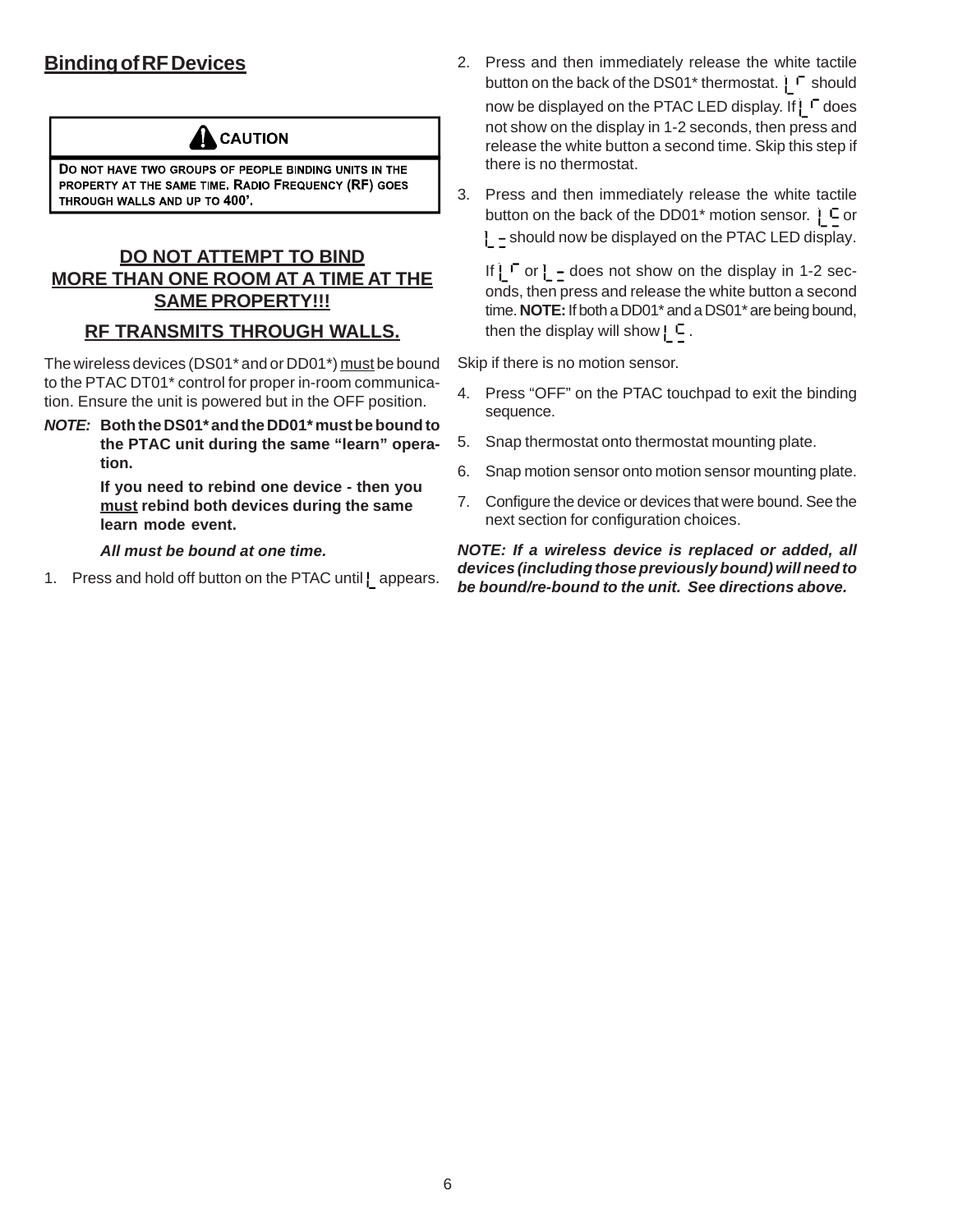## Binding of RF Devices

> ⚠ **CAUTION**
>
> DO NOT HAVE TWO GROUPS OF PEOPLE BINDING UNITS IN THE PROPERTY AT THE SAME TIME. RADIO FREQUENCY (RF) GOES THROUGH WALLS AND UP TO 400'.

### DO NOT ATTEMPT TO BIND MORE THAN ONE ROOM AT A TIME AT THE SAME PROPERTY!!!

### RF TRANSMITS THROUGH WALLS.

The wireless devices (DS01* and or DD01*) must be bound to the PTAC DT01* control for proper in-room communication. Ensure the unit is powered but in the OFF position.

***NOTE:*** **Both the DS01* and the DD01* must be bound to the PTAC unit during the same "learn" operation.**

**If you need to rebind one device - then you must rebind both devices during the same learn mode event.**

***All must be bound at one time.***

1. Press and hold off button on the PTAC until L appears.
2. Press and then immediately release the white tactile button on the back of the DS01* thermostat. L ⌐ should now be displayed on the PTAC LED display. If L ⌐ does not show on the display in 1-2 seconds, then press and release the white button a second time. Skip this step if there is no thermostat.
3. Press and then immediately release the white tactile button on the back of the DD01* motion sensor. L C or L _ should now be displayed on the PTAC LED display.

   If L ⌐ or L _ does not show on the display in 1-2 seconds, then press and release the white button a second time. **NOTE:** If both a DD01* and a DS01* are being bound, then the display will show L E.

Skip if there is no motion sensor.

4. Press "OFF" on the PTAC touchpad to exit the binding sequence.
5. Snap thermostat onto thermostat mounting plate.
6. Snap motion sensor onto motion sensor mounting plate.
7. Configure the device or devices that were bound. See the next section for configuration choices.

***NOTE: If a wireless device is replaced or added, all devices (including those previously bound) will need to be bound/re-bound to the unit. See directions above.***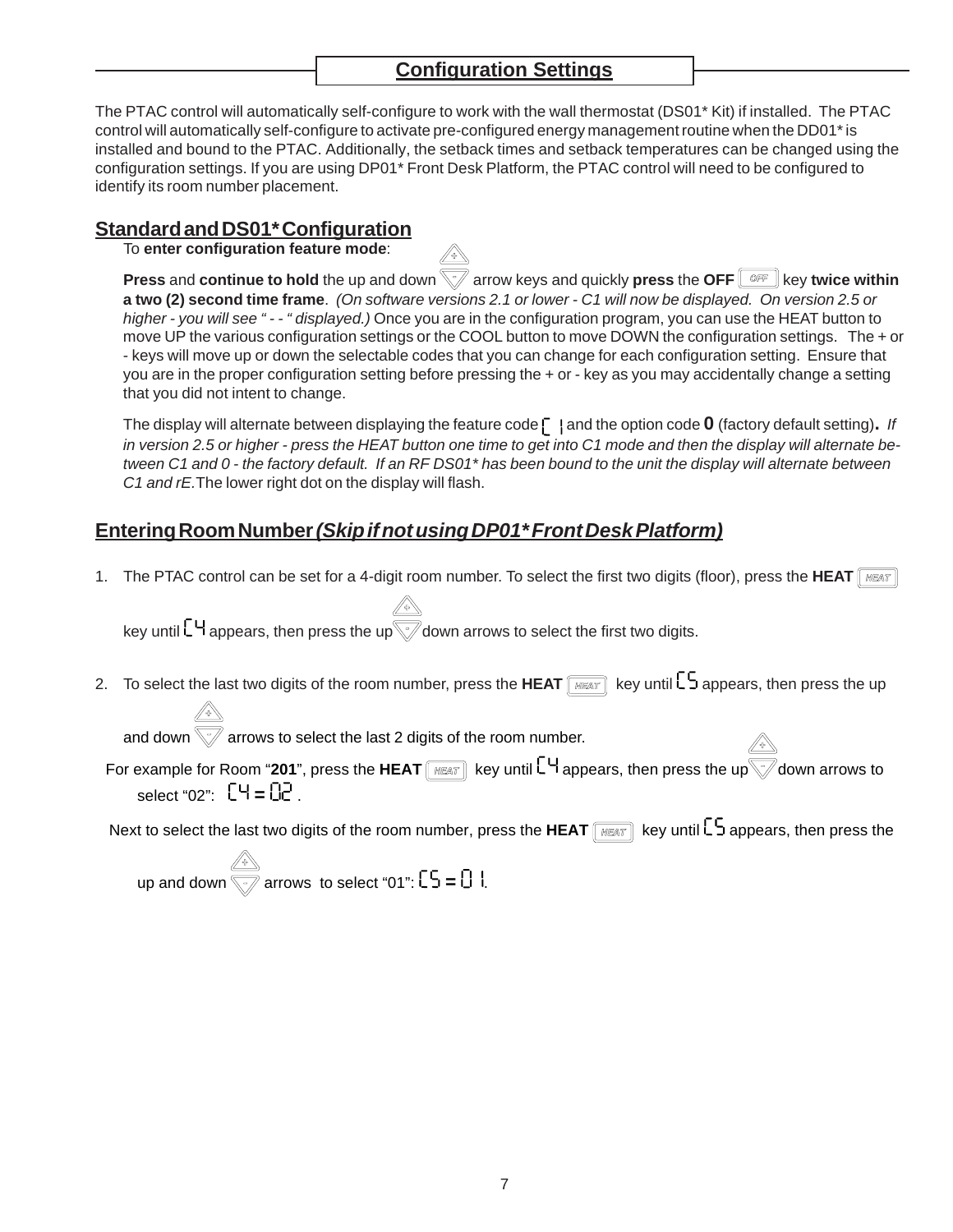## Configuration Settings

The PTAC control will automatically self-configure to work with the wall thermostat (DS01* Kit) if installed. The PTAC control will automatically self-configure to activate pre-configured energy management routine when the DD01* is installed and bound to the PTAC. Additionally, the setback times and setback temperatures can be changed using the configuration settings. If you are using DP01* Front Desk Platform, the PTAC control will need to be configured to identify its room number placement.

### Standard and DS01* Configuration

To **enter configuration feature mode**:

**Press** and **continue to hold** the up and down arrow keys and quickly **press** the **OFF** key **twice within a two (2) second time frame**. *(On software versions 2.1 or lower - C1 will now be displayed. On version 2.5 or higher - you will see " - - " displayed.)* Once you are in the configuration program, you can use the HEAT button to move UP the various configuration settings or the COOL button to move DOWN the configuration settings. The + or - keys will move up or down the selectable codes that you can change for each configuration setting. Ensure that you are in the proper configuration setting before pressing the + or - key as you may accidentally change a setting that you did not intent to change.

The display will alternate between displaying the feature code C1 and the option code **0** (factory default setting). *If in version 2.5 or higher - press the HEAT button one time to get into C1 mode and then the display will alternate between C1 and 0 - the factory default. If an RF DS01* has been bound to the unit the display will alternate between C1 and rE.* The lower right dot on the display will flash.

### Entering Room Number *(Skip if not using DP01* Front Desk Platform)*

1. The PTAC control can be set for a 4-digit room number. To select the first two digits (floor), press the **HEAT** key until C4 appears, then press the up down arrows to select the first two digits.

2. To select the last two digits of the room number, press the **HEAT** key until C5 appears, then press the up and down arrows to select the last 2 digits of the room number.

For example for Room "**201**", press the **HEAT** key until C4 appears, then press the up down arrows to select "02": C4 = 02 .

Next to select the last two digits of the room number, press the **HEAT** key until C5 appears, then press the up and down arrows to select "01": C5 = 01.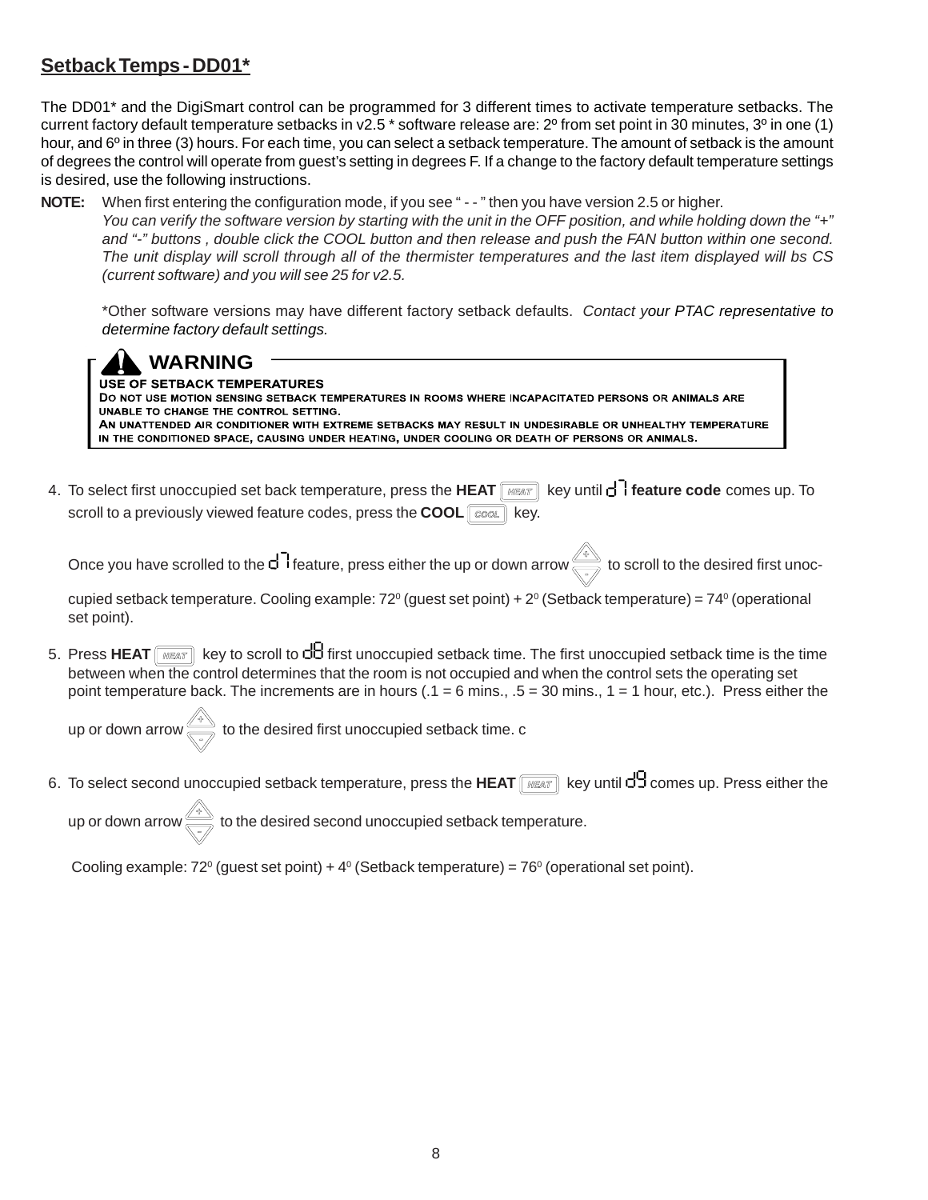## Setback Temps - DD01*

The DD01* and the DigiSmart control can be programmed for 3 different times to activate temperature setbacks. The current factory default temperature setbacks in v2.5 * software release are: 2º from set point in 30 minutes, 3º in one (1) hour, and 6º in three (3) hours. For each time, you can select a setback temperature. The amount of setback is the amount of degrees the control will operate from guest's setting in degrees F. If a change to the factory default temperature settings is desired, use the following instructions.

**NOTE:** When first entering the configuration mode, if you see " - - " then you have version 2.5 or higher. *You can verify the software version by starting with the unit in the OFF position, and while holding down the "+" and "-" buttons , double click the COOL button and then release and push the FAN button within one second. The unit display will scroll through all of the thermister temperatures and the last item displayed will bs CS (current software) and you will see 25 for v2.5.*

\*Other software versions may have different factory setback defaults. *Contact your PTAC representative to determine factory default settings.*

> **WARNING**
>
> **USE OF SETBACK TEMPERATURES**
> **DO NOT USE MOTION SENSING SETBACK TEMPERATURES IN ROOMS WHERE INCAPACITATED PERSONS OR ANIMALS ARE UNABLE TO CHANGE THE CONTROL SETTING.**
> **AN UNATTENDED AIR CONDITIONER WITH EXTREME SETBACKS MAY RESULT IN UNDESIRABLE OR UNHEALTHY TEMPERATURE IN THE CONDITIONED SPACE, CAUSING UNDER HEATING, UNDER COOLING OR DEATH OF PERSONS OR ANIMALS.**

4. To select first unoccupied set back temperature, press the **HEAT** [HEAT] key until d7 **feature code** comes up. To scroll to a previously viewed feature codes, press the **COOL** [COOL] key.

   Once you have scrolled to the d7 feature, press either the up or down arrow to scroll to the desired first unoccupied setback temperature. Cooling example: $72^0$ (guest set point) + $2^0$ (Setback temperature) = $74^0$ (operational set point).

5. Press **HEAT** [HEAT] key to scroll to d8 first unoccupied setback time. The first unoccupied setback time is the time between when the control determines that the room is not occupied and when the control sets the operating set point temperature back. The increments are in hours (.1 = 6 mins., .5 = 30 mins., 1 = 1 hour, etc.). Press either the up or down arrow to the desired first unoccupied setback time. c

6. To select second unoccupied setback temperature, press the **HEAT** [HEAT] key until d9 comes up. Press either the up or down arrow to the desired second unoccupied setback temperature.

   Cooling example: $72^0$ (guest set point) + $4^0$ (Setback temperature) = $76^0$ (operational set point).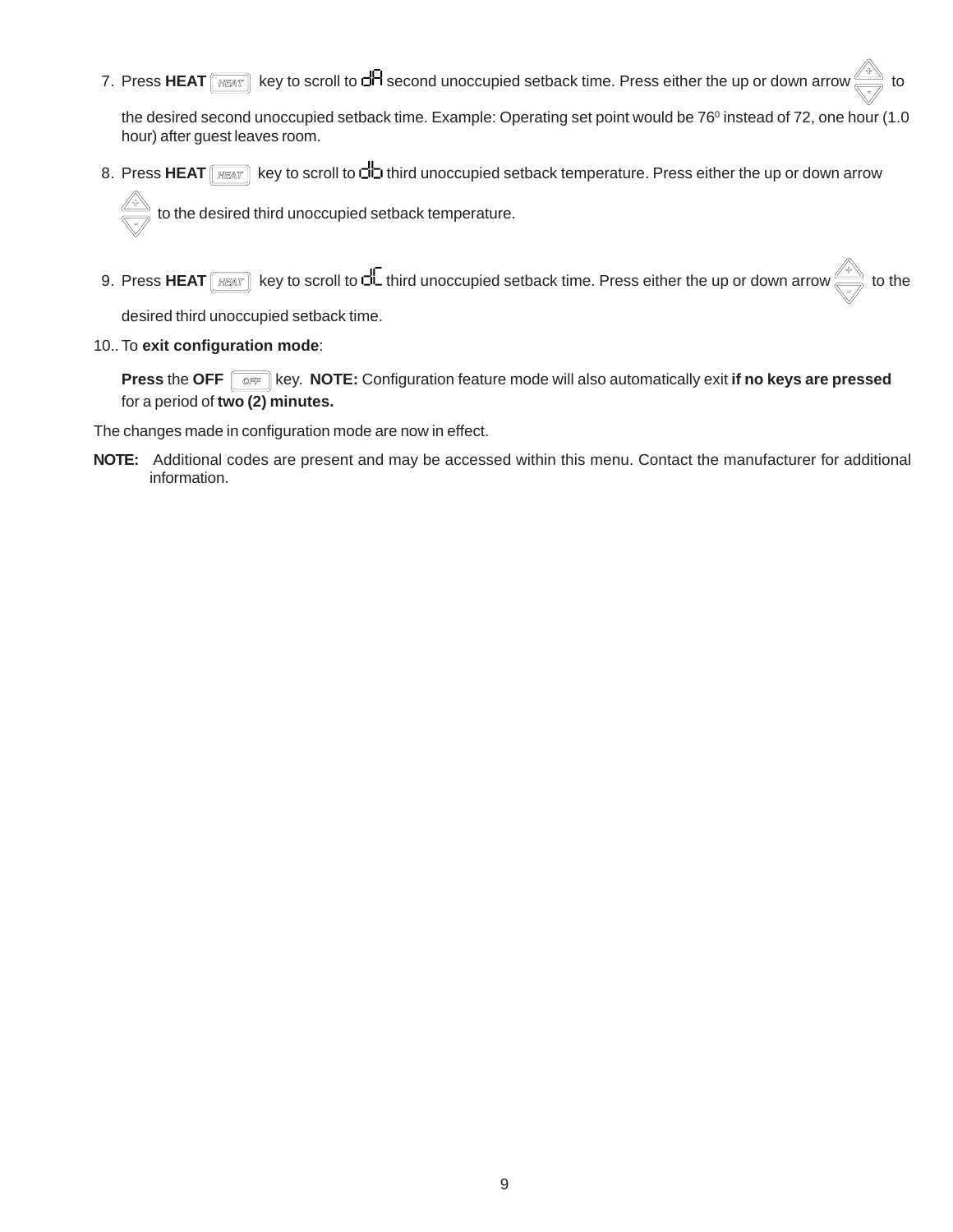7. Press **HEAT** [HEAT] key to scroll to dA second unoccupied setback time. Press either the up or down arrow to the desired second unoccupied setback time. Example: Operating set point would be 76⁰ instead of 72, one hour (1.0 hour) after guest leaves room.

8. Press **HEAT** [HEAT] key to scroll to db third unoccupied setback temperature. Press either the up or down arrow to the desired third unoccupied setback temperature.

9. Press **HEAT** [HEAT] key to scroll to dC third unoccupied setback time. Press either the up or down arrow to the desired third unoccupied setback time.

10.. To **exit configuration mode**:

    **Press** the **OFF** [OFF] key. **NOTE:** Configuration feature mode will also automatically exit **if no keys are pressed** for a period of **two (2) minutes.**

The changes made in configuration mode are now in effect.

**NOTE:** Additional codes are present and may be accessed within this menu. Contact the manufacturer for additional information.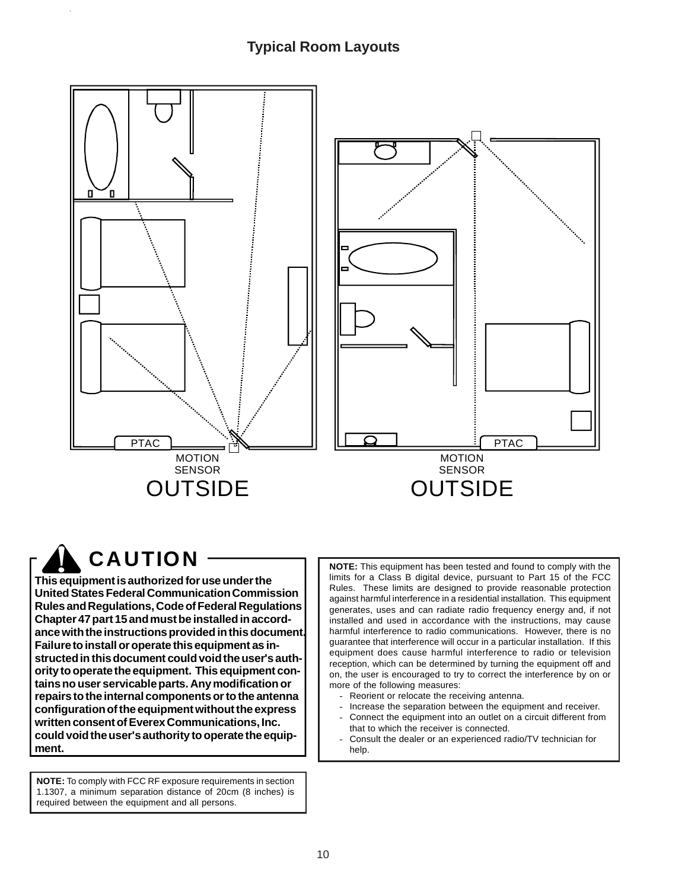## Typical Room Layouts

PTAC

MOTION SENSOR

OUTSIDE

PTAC

MOTION SENSOR

OUTSIDE

## CAUTION

**This equipment is authorized for use under the United States Federal Communication Commission Rules and Regulations, Code of Federal Regulations Chapter 47 part 15 and must be installed in accordance with the instructions provided in this document. Failure to install or operate this equipment as instructed in this document could void the user's authority to operate the equipment. This equipment contains no user servicable parts. Any modification or repairs to the internal components or to the antenna configuration of the equipment without the express written consent of Everex Communications, Inc. could void the user's authority to operate the equipment.**

**NOTE:** To comply with FCC RF exposure requirements in section 1.1307, a minimum separation distance of 20cm (8 inches) is required between the equipment and all persons.

**NOTE:** This equipment has been tested and found to comply with the limits for a Class B digital device, pursuant to Part 15 of the FCC Rules. These limits are designed to provide reasonable protection against harmful interference in a residential installation. This equipment generates, uses and can radiate radio frequency energy and, if not installed and used in accordance with the instructions, may cause harmful interference to radio communications. However, there is no guarantee that interference will occur in a particular installation. If this equipment does cause harmful interference to radio or television reception, which can be determined by turning the equipment off and on, the user is encouraged to try to correct the interference by on or more of the following measures:

- Reorient or relocate the receiving antenna.
- Increase the separation between the equipment and receiver.
- Connect the equipment into an outlet on a circuit different from that to which the receiver is connected.
- Consult the dealer or an experienced radio/TV technician for help.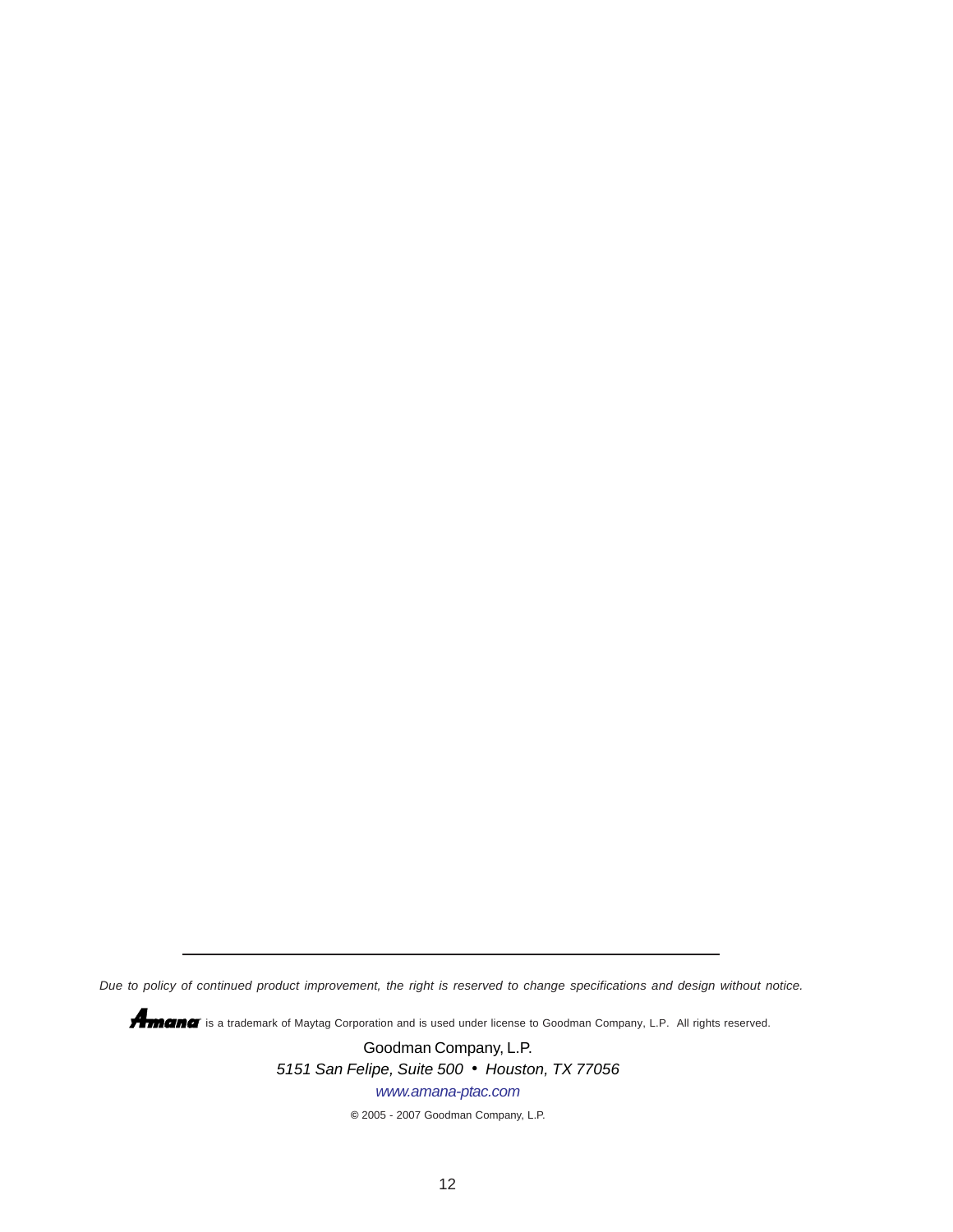---

*Due to policy of continued product improvement, the right is reserved to change specifications and design without notice.*

**Amana** is a trademark of Maytag Corporation and is used under license to Goodman Company, L.P. All rights reserved.

Goodman Company, L.P.

*5151 San Felipe, Suite 500 • Houston, TX 77056*

*www.amana-ptac.com*

© 2005 - 2007 Goodman Company, L.P.